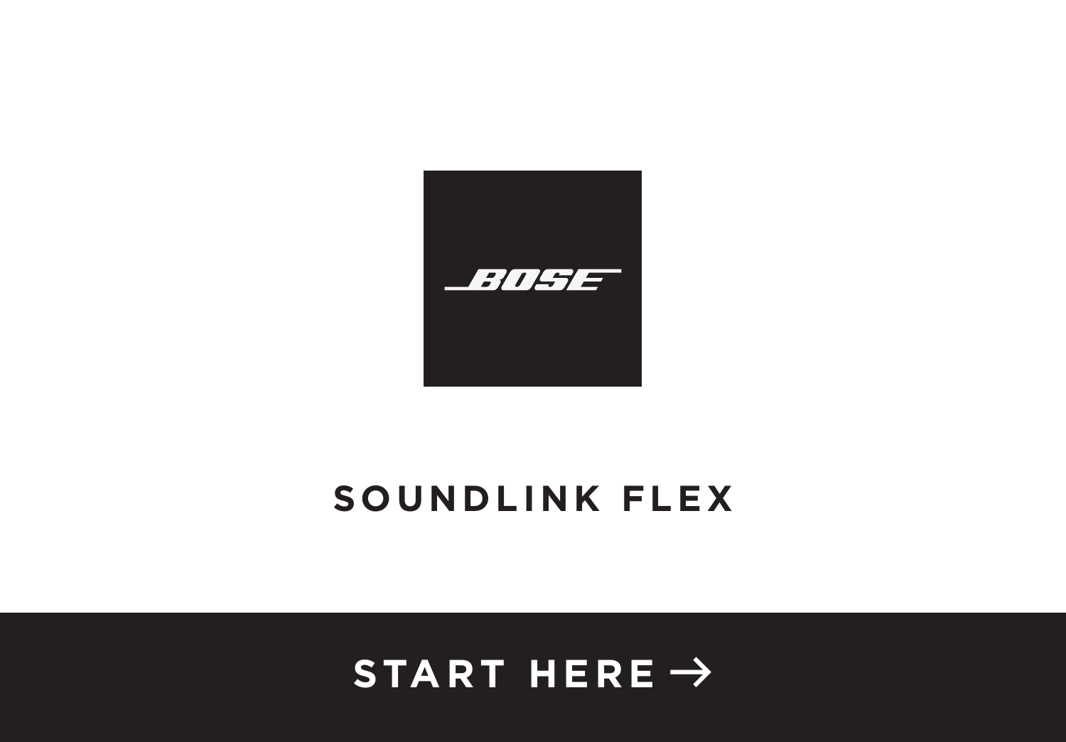BOSE

# SOUNDLINK FLEX

**START HERE →**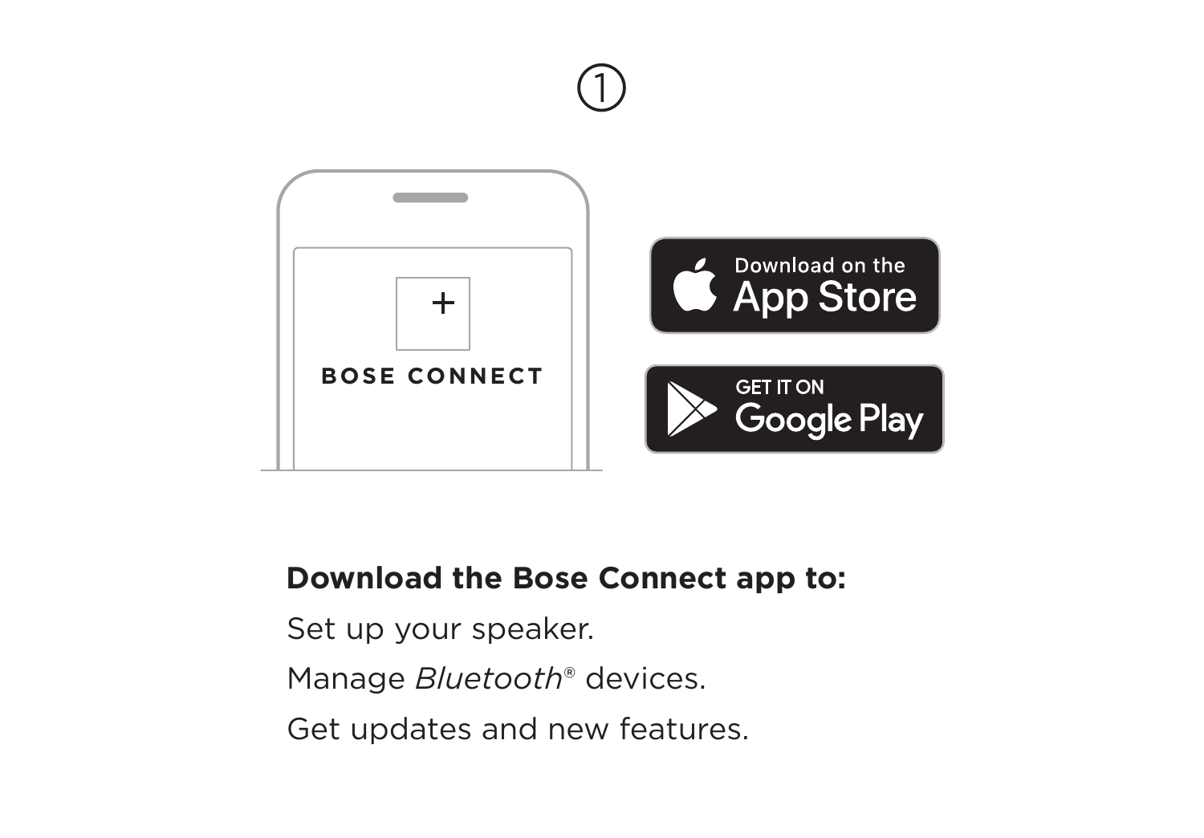①

BOSE CONNECT

Download on the App Store

GET IT ON Google Play

**Download the Bose Connect app to:**

Set up your speaker.

Manage *Bluetooth*® devices.

Get updates and new features.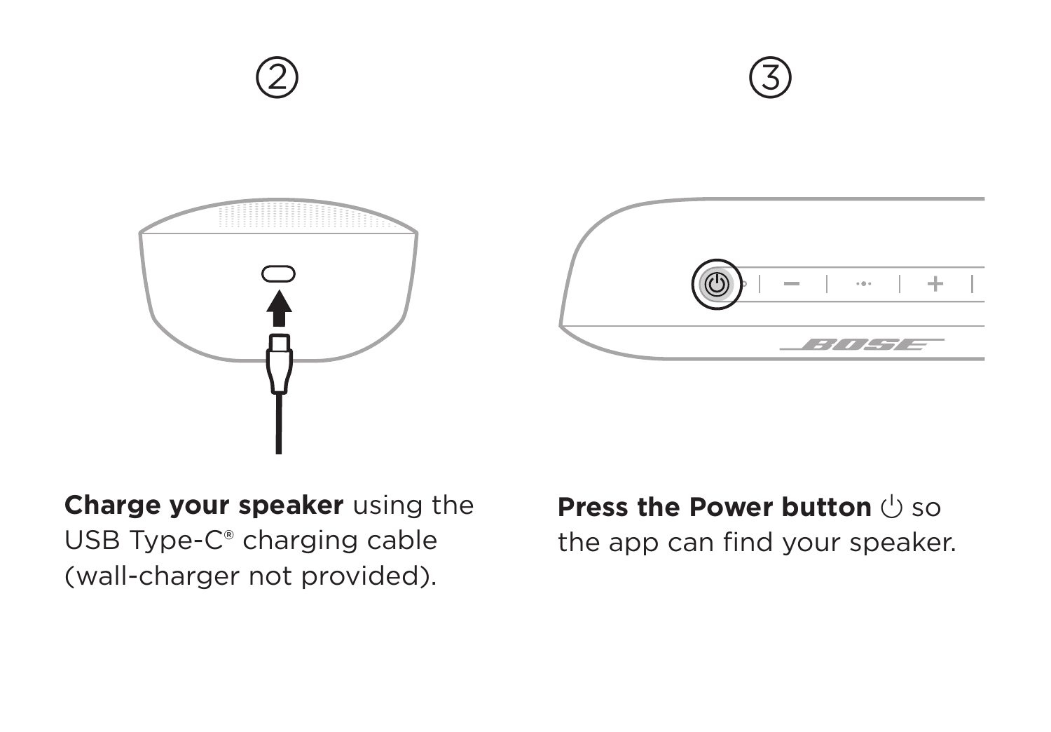②

**Charge your speaker** using the USB Type-C® charging cable (wall-charger not provided).

③

**Press the Power button** ⏻ so the app can find your speaker.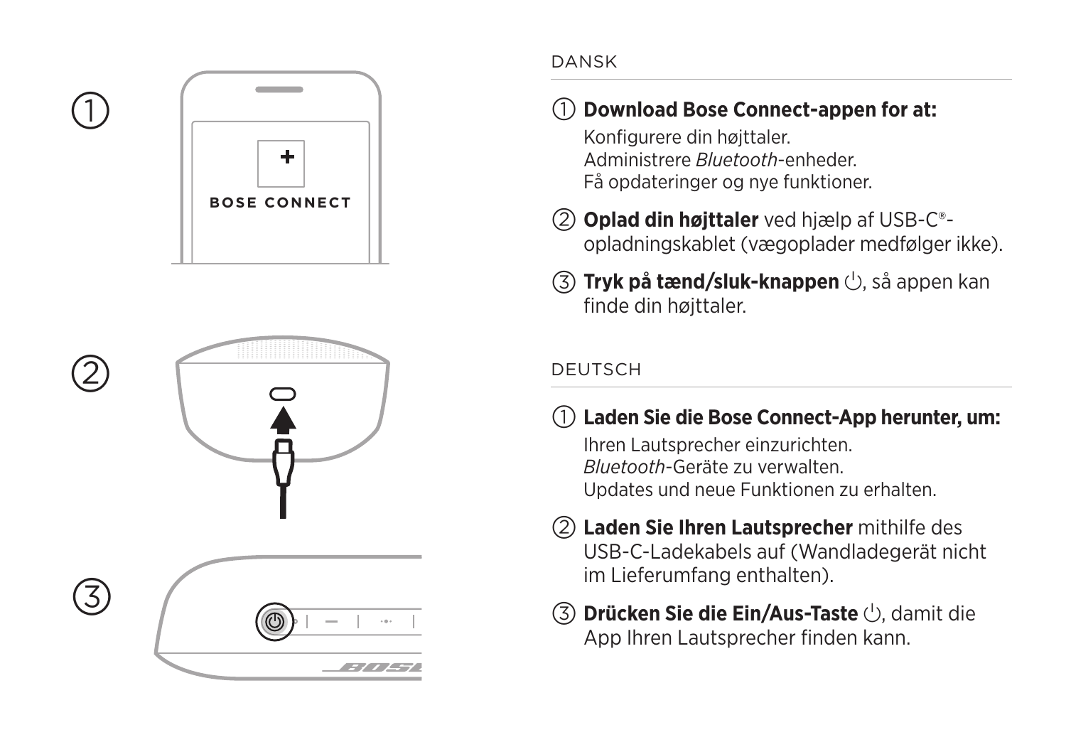## DANSK

① **Download Bose Connect-appen for at:**

Konfigurere din højttaler.
Administrere *Bluetooth*-enheder.
Få opdateringer og nye funktioner.

② **Oplad din højttaler** ved hjælp af USB-C®-opladningskablet (vægoplader medfølger ikke).

③ **Tryk på tænd/sluk-knappen** ⏻, så appen kan finde din højttaler.

## DEUTSCH

① **Laden Sie die Bose Connect-App herunter, um:**

Ihren Lautsprecher einzurichten.
*Bluetooth*-Geräte zu verwalten.
Updates und neue Funktionen zu erhalten.

② **Laden Sie Ihren Lautsprecher** mithilfe des USB-C-Ladekabels auf (Wandladegerät nicht im Lieferumfang enthalten).

③ **Drücken Sie die Ein/Aus-Taste** ⏻, damit die App Ihren Lautsprecher finden kann.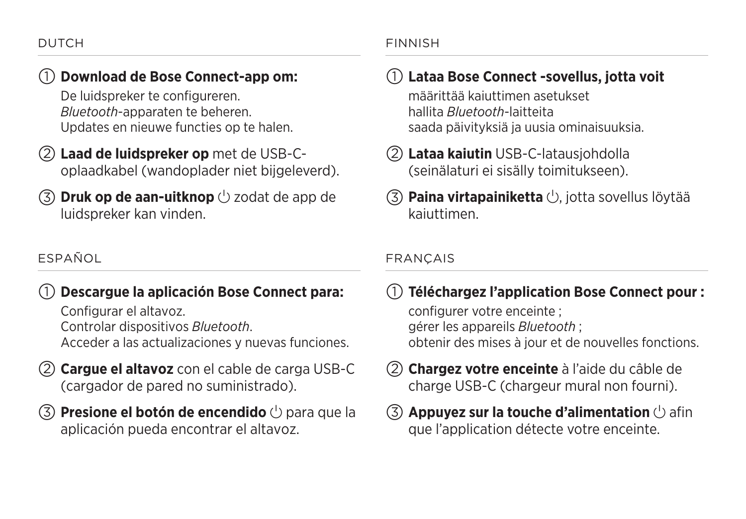## DUTCH

① **Download de Bose Connect-app om:**
De luidspreker te configureren.
*Bluetooth*-apparaten te beheren.
Updates en nieuwe functies op te halen.

② **Laad de luidspreker op** met de USB-C-oplaadkabel (wandoplader niet bijgeleverd).

③ **Druk op de aan-uitknop** ⏻ zodat de app de luidspreker kan vinden.

## FINNISH

① **Lataa Bose Connect -sovellus, jotta voit**
määrittää kaiuttimen asetukset
hallita *Bluetooth*-laitteita
saada päivityksiä ja uusia ominaisuuksia.

② **Lataa kaiutin** USB-C-latausjohdolla (seinälaturi ei sisälly toimitukseen).

③ **Paina virtapainiketta** ⏻, jotta sovellus löytää kaiuttimen.

## ESPAÑOL

① **Descargue la aplicación Bose Connect para:**
Configurar el altavoz.
Controlar dispositivos *Bluetooth*.
Acceder a las actualizaciones y nuevas funciones.

② **Cargue el altavoz** con el cable de carga USB-C (cargador de pared no suministrado).

③ **Presione el botón de encendido** ⏻ para que la aplicación pueda encontrar el altavoz.

## FRANÇAIS

① **Téléchargez l'application Bose Connect pour :**
configurer votre enceinte ;
gérer les appareils *Bluetooth* ;
obtenir des mises à jour et de nouvelles fonctions.

② **Chargez votre enceinte** à l'aide du câble de charge USB-C (chargeur mural non fourni).

③ **Appuyez sur la touche d'alimentation** ⏻ afin que l'application détecte votre enceinte.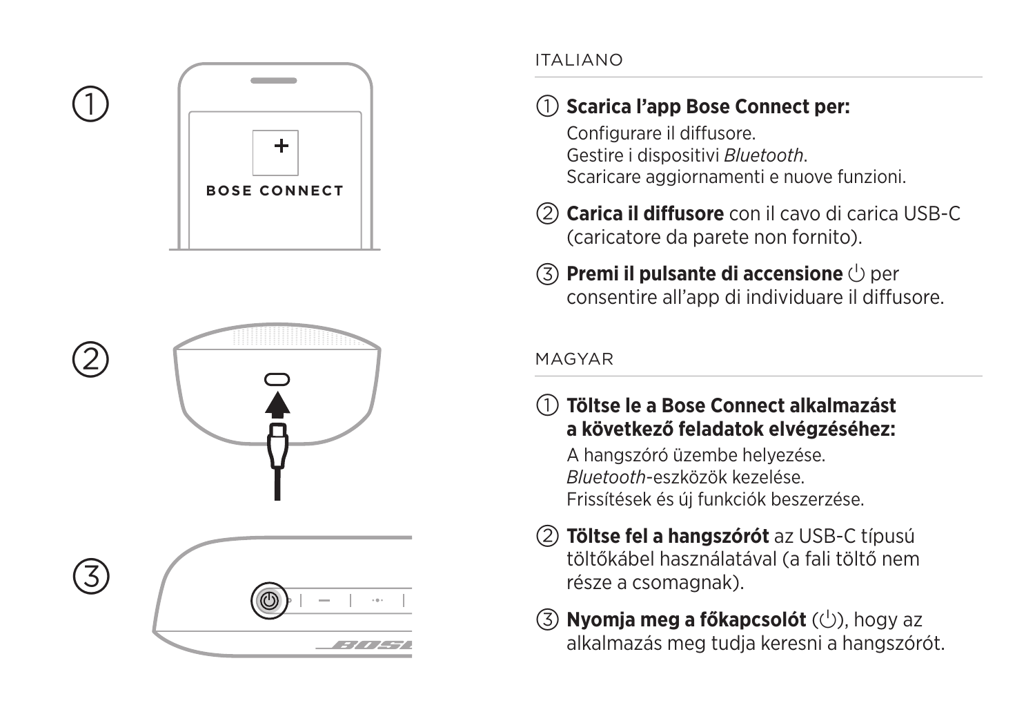## ITALIANO

① **Scarica l'app Bose Connect per:**

Configurare il diffusore.
Gestire i dispositivi *Bluetooth*.
Scaricare aggiornamenti e nuove funzioni.

② **Carica il diffusore** con il cavo di carica USB-C (caricatore da parete non fornito).

③ **Premi il pulsante di accensione** ⏻ per consentire all'app di individuare il diffusore.

## MAGYAR

① **Töltse le a Bose Connect alkalmazást a következő feladatok elvégzéséhez:**

A hangszóró üzembe helyezése.
*Bluetooth*-eszközök kezelése.
Frissítések és új funkciók beszerzése.

② **Töltse fel a hangszórót** az USB-C típusú töltőkábel használatával (a fali töltő nem része a csomagnak).

③ **Nyomja meg a főkapcsolót** (⏻), hogy az alkalmazás meg tudja keresni a hangszórót.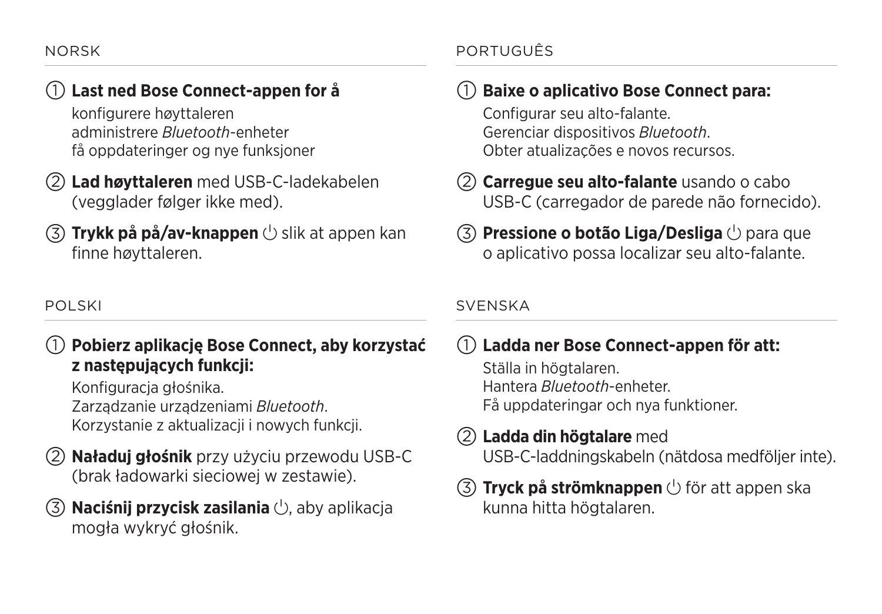## NORSK

1. **Last ned Bose Connect-appen for å**

   konfigurere høyttaleren
   administrere *Bluetooth*-enheter
   få oppdateringer og nye funksjoner

2. **Lad høyttaleren** med USB-C-ladekabelen (vegglader følger ikke med).

3. **Trykk på på/av-knappen** ⏻ slik at appen kan finne høyttaleren.

## POLSKI

1. **Pobierz aplikację Bose Connect, aby korzystać z następujących funkcji:**

   Konfiguracja głośnika.
   Zarządzanie urządzeniami *Bluetooth*.
   Korzystanie z aktualizacji i nowych funkcji.

2. **Naładuj głośnik** przy użyciu przewodu USB-C (brak ładowarki sieciowej w zestawie).

3. **Naciśnij przycisk zasilania** ⏻, aby aplikacja mogła wykryć głośnik.

## PORTUGUÊS

1. **Baixe o aplicativo Bose Connect para:**

   Configurar seu alto-falante.
   Gerenciar dispositivos *Bluetooth*.
   Obter atualizações e novos recursos.

2. **Carregue seu alto-falante** usando o cabo USB-C (carregador de parede não fornecido).

3. **Pressione o botão Liga/Desliga** ⏻ para que o aplicativo possa localizar seu alto-falante.

## SVENSKA

1. **Ladda ner Bose Connect-appen för att:**

   Ställa in högtalaren.
   Hantera *Bluetooth*-enheter.
   Få uppdateringar och nya funktioner.

2. **Ladda din högtalare** med USB-C-laddningskabeln (nätdosa medföljer inte).

3. **Tryck på strömknappen** ⏻ för att appen ska kunna hitta högtalaren.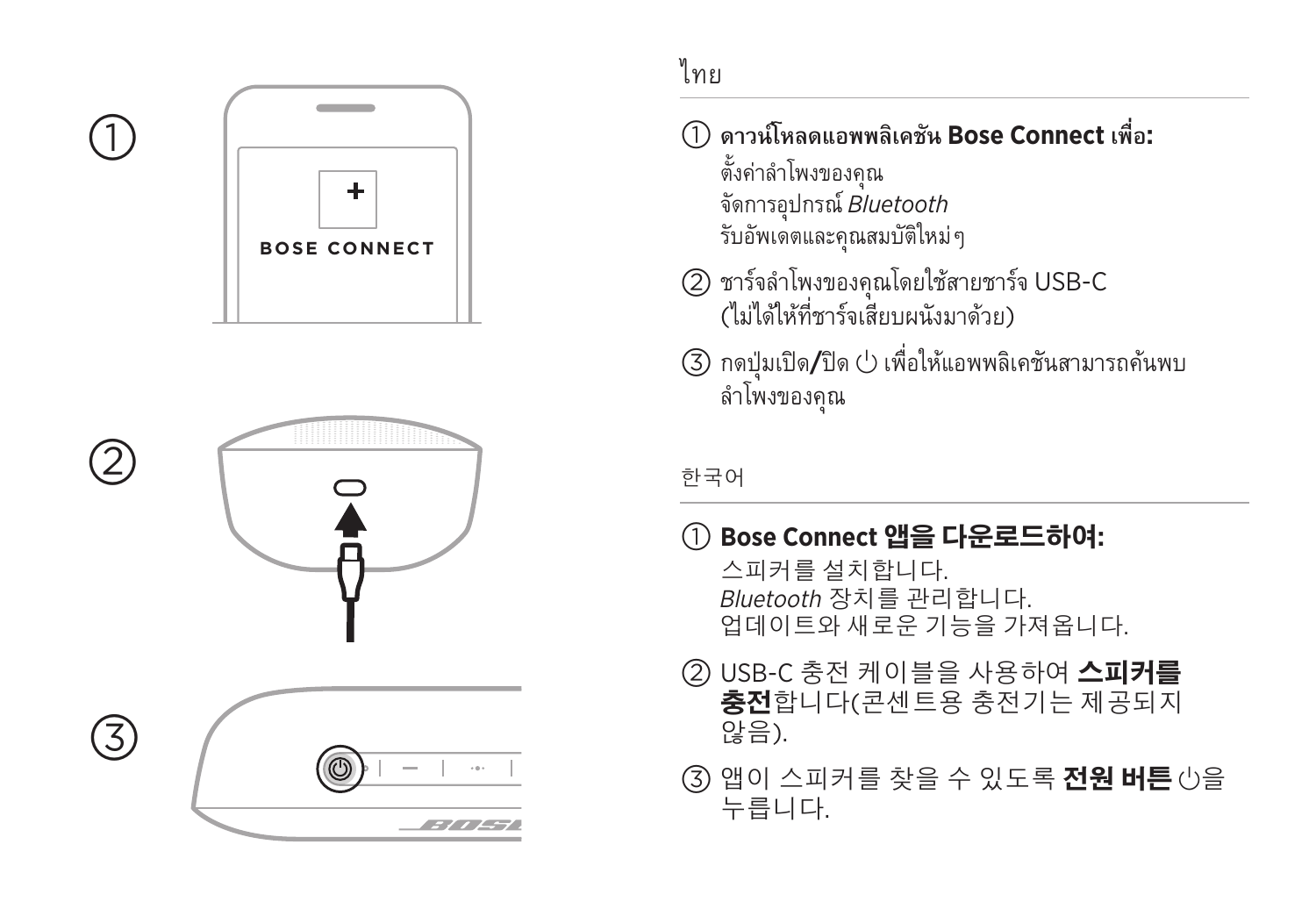ไทย

① **ดาวน์โหลดแอพพลิเคชัน Bose Connect เพื่อ:**
ตั้งค่าลำโพงของคุณ
จัดการอุปกรณ์ *Bluetooth*
รับอัพเดตและคุณสมบัติใหม่ๆ

② ชาร์จลำโพงของคุณโดยใช้สายชาร์จ USB-C (ไม่ได้ให้ที่ชาร์จเสียบผนังมาด้วย)

③ กดปุ่มเปิด/ปิด ⏻ เพื่อให้แอพพลิเคชันสามารถค้นพบลำโพงของคุณ

한국어

① **Bose Connect 앱을 다운로드하여:**
스피커를 설치합니다.
*Bluetooth* 장치를 관리합니다.
업데이트와 새로운 기능을 가져옵니다.

② USB-C 충전 케이블을 사용하여 **스피커를 충전**합니다(콘센트용 충전기는 제공되지 않음).

③ 앱이 스피커를 찾을 수 있도록 **전원 버튼** ⏻을 누릅니다.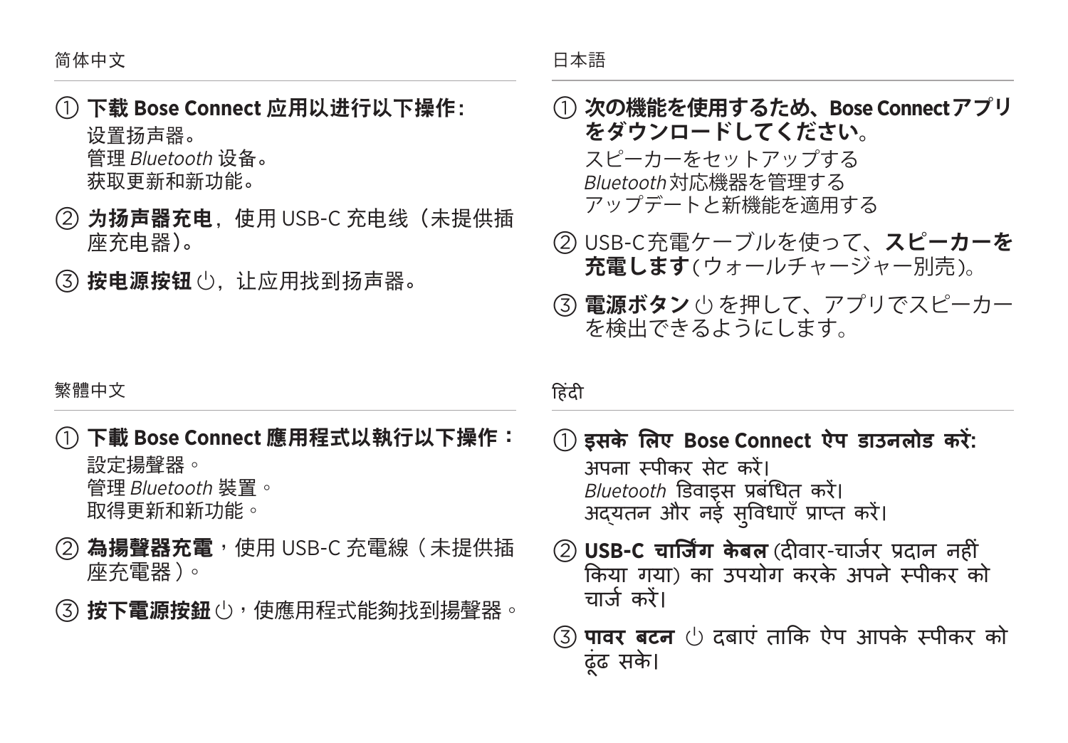## 简体中文

① **下载 Bose Connect 应用以进行以下操作：**
设置扬声器。
管理 *Bluetooth* 设备。
获取更新和新功能。

② **为扬声器充电**，使用 USB-C 充电线（未提供插座充电器）。

③ **按电源按钮** ⏻，让应用找到扬声器。

## 日本語

① **次の機能を使用するため、Bose Connectアプリをダウンロードしてください。**
スピーカーをセットアップする
*Bluetooth* 対応機器を管理する
アップデートと新機能を適用する

② USB-C充電ケーブルを使って、**スピーカーを充電します**（ウォールチャージャー別売）。

③ **電源ボタン** ⏻ を押して、アプリでスピーカーを検出できるようにします。

## 繁體中文

① **下載 Bose Connect 應用程式以執行以下操作：**
設定揚聲器。
管理 *Bluetooth* 裝置。
取得更新和新功能。

② **為揚聲器充電**，使用 USB-C 充電線（未提供插座充電器）。

③ **按下電源按鈕** ⏻，使應用程式能夠找到揚聲器。

## हिंदी

① **इसके लिए Bose Connect ऐप डाउनलोड करें:**
अपना स्पीकर सेट करें।
*Bluetooth* डिवाइस प्रबंधित करें।
अद्यतन और नई सुविधाएँ प्राप्त करें।

② **USB-C चार्जिंग केबल** (दीवार-चार्जर प्रदान नहीं किया गया) का उपयोग करके अपने स्पीकर को चार्ज करें।

③ **पावर बटन** ⏻ दबाएं ताकि ऐप आपके स्पीकर को ढूंढ सके।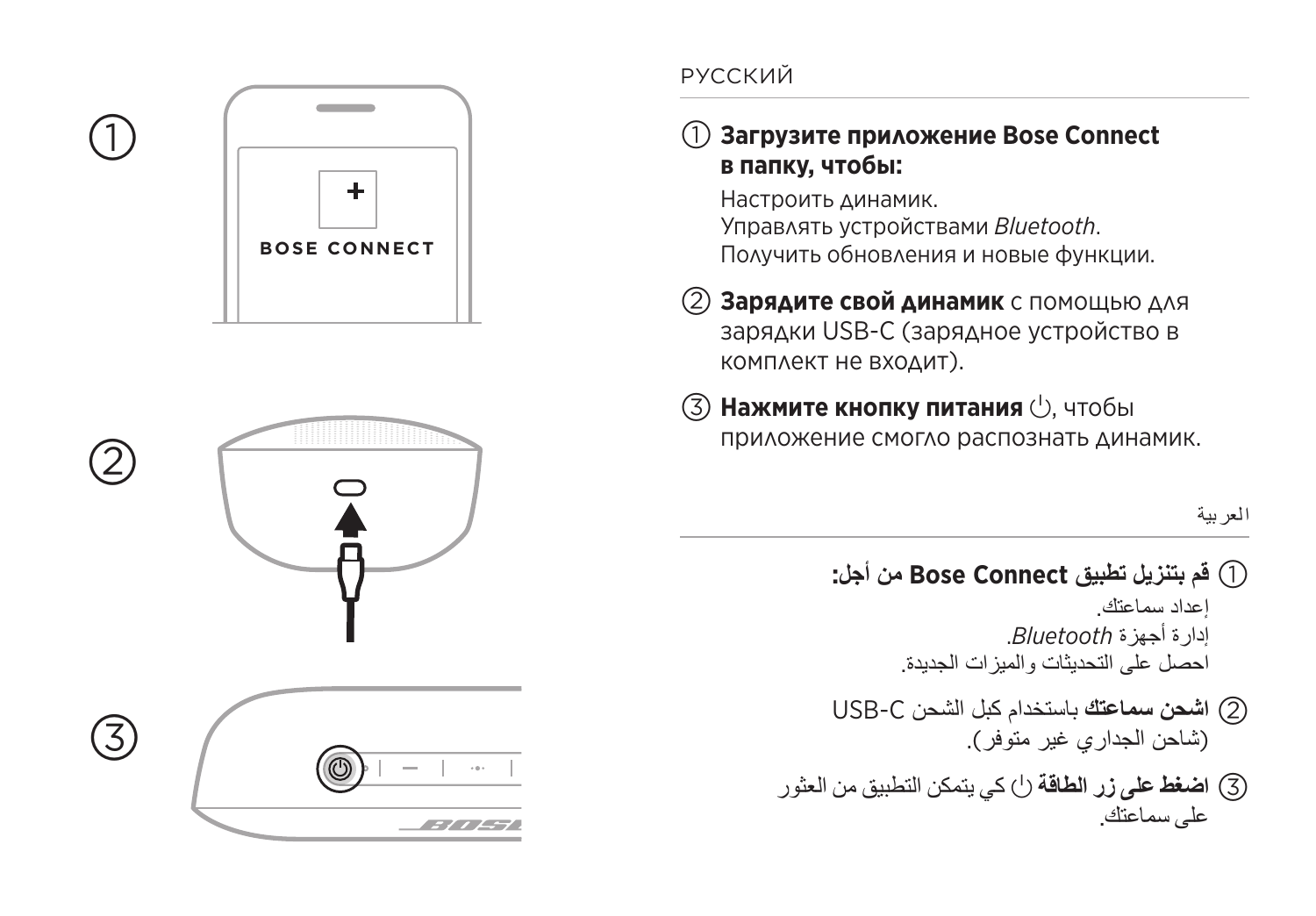РУССКИЙ

① **Загрузите приложение Bose Connect в папку, чтобы:**

Настроить динамик.
Управлять устройствами *Bluetooth*.
Получить обновления и новые функции.

② **Зарядите свой динамик** с помощью для зарядки USB-C (зарядное устройство в комплект не входит).

③ **Нажмите кнопку питания** ⏻, чтобы приложение смогло распознать динамик.

العربية

① **قم بتنزيل تطبيق Bose Connect من أجل:**

إعداد سماعتك.
إدارة أجهزة *Bluetooth*.
احصل على التحديثات والميزات الجديدة.

② **اشحن سماعتك** باستخدام كبل الشحن USB-C (شاحن الجداري غير متوفر).

③ **اضغط على زر الطاقة** ⏻ كي يتمكن التطبيق من العثور على سماعتك.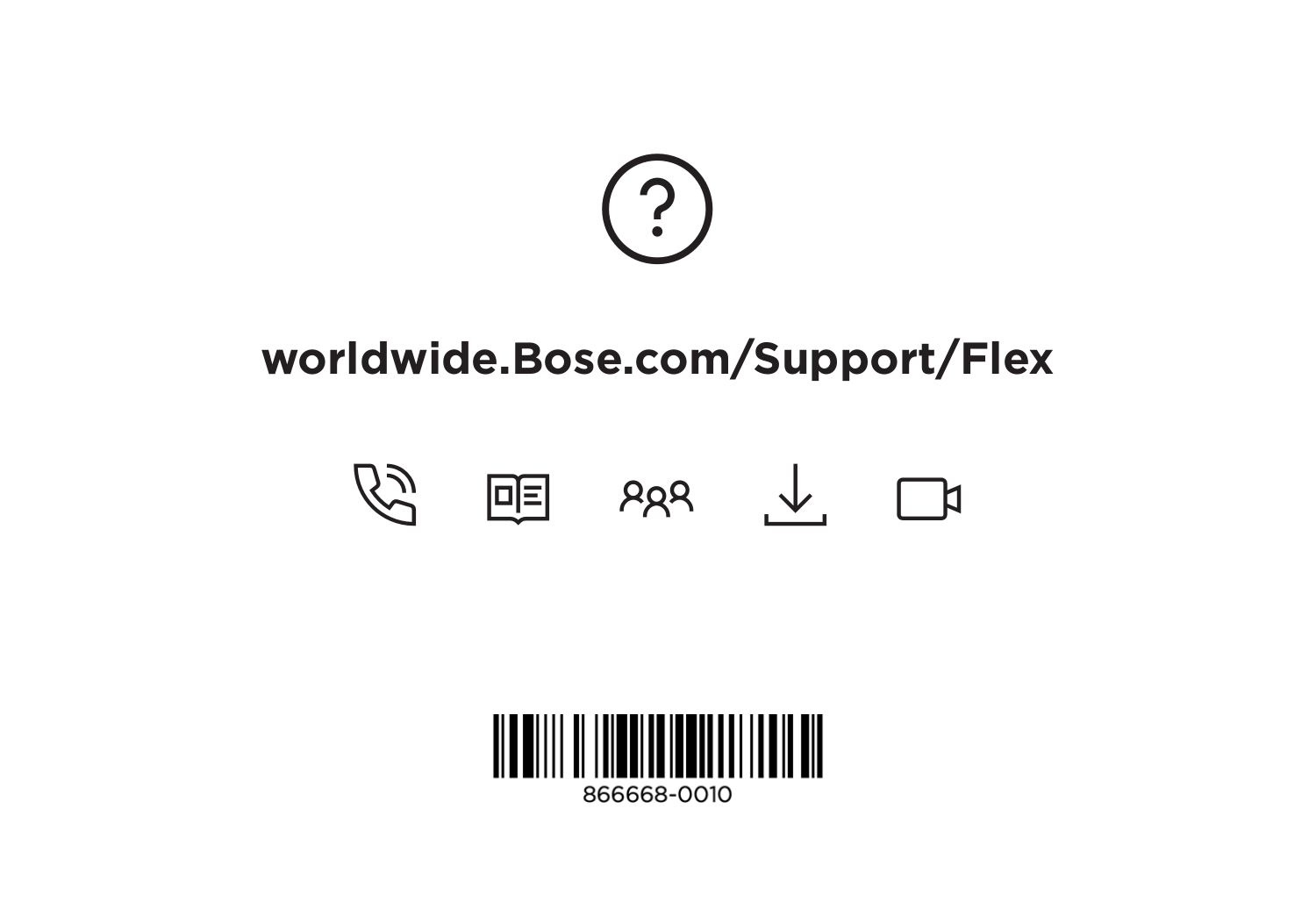**worldwide.Bose.com/Support/Flex**

866668-0010